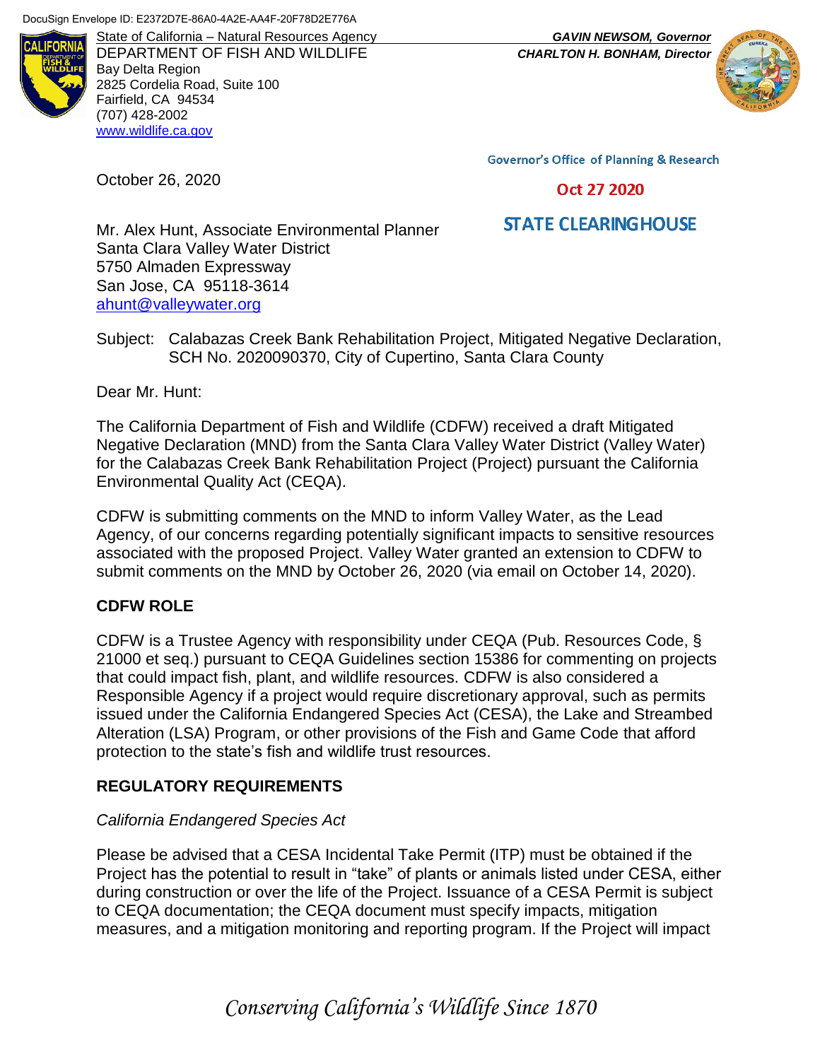DocuSign Envelope ID: E2372D7E-86A0-4A2E-AA4F-20F78D2E776A

State of California – Natural Resources Agency
DEPARTMENT OF FISH AND WILDLIFE
Bay Delta Region
2825 Cordelia Road, Suite 100
Fairfield, CA 94534
(707) 428-2002
www.wildlife.ca.gov

***GAVIN NEWSOM, Governor***
***CHARLTON H. BONHAM, Director***

Governor's Office of Planning & Research

Oct 27 2020

STATE CLEARINGHOUSE

October 26, 2020

Mr. Alex Hunt, Associate Environmental Planner
Santa Clara Valley Water District
5750 Almaden Expressway
San Jose, CA 95118-3614
ahunt@valleywater.org

Subject: Calabazas Creek Bank Rehabilitation Project, Mitigated Negative Declaration, SCH No. 2020090370, City of Cupertino, Santa Clara County

Dear Mr. Hunt:

The California Department of Fish and Wildlife (CDFW) received a draft Mitigated Negative Declaration (MND) from the Santa Clara Valley Water District (Valley Water) for the Calabazas Creek Bank Rehabilitation Project (Project) pursuant the California Environmental Quality Act (CEQA).

CDFW is submitting comments on the MND to inform Valley Water, as the Lead Agency, of our concerns regarding potentially significant impacts to sensitive resources associated with the proposed Project. Valley Water granted an extension to CDFW to submit comments on the MND by October 26, 2020 (via email on October 14, 2020).

## CDFW ROLE

CDFW is a Trustee Agency with responsibility under CEQA (Pub. Resources Code, § 21000 et seq.) pursuant to CEQA Guidelines section 15386 for commenting on projects that could impact fish, plant, and wildlife resources. CDFW is also considered a Responsible Agency if a project would require discretionary approval, such as permits issued under the California Endangered Species Act (CESA), the Lake and Streambed Alteration (LSA) Program, or other provisions of the Fish and Game Code that afford protection to the state's fish and wildlife trust resources.

## REGULATORY REQUIREMENTS

*California Endangered Species Act*

Please be advised that a CESA Incidental Take Permit (ITP) must be obtained if the Project has the potential to result in "take" of plants or animals listed under CESA, either during construction or over the life of the Project. Issuance of a CESA Permit is subject to CEQA documentation; the CEQA document must specify impacts, mitigation measures, and a mitigation monitoring and reporting program. If the Project will impact

*Conserving California's Wildlife Since 1870*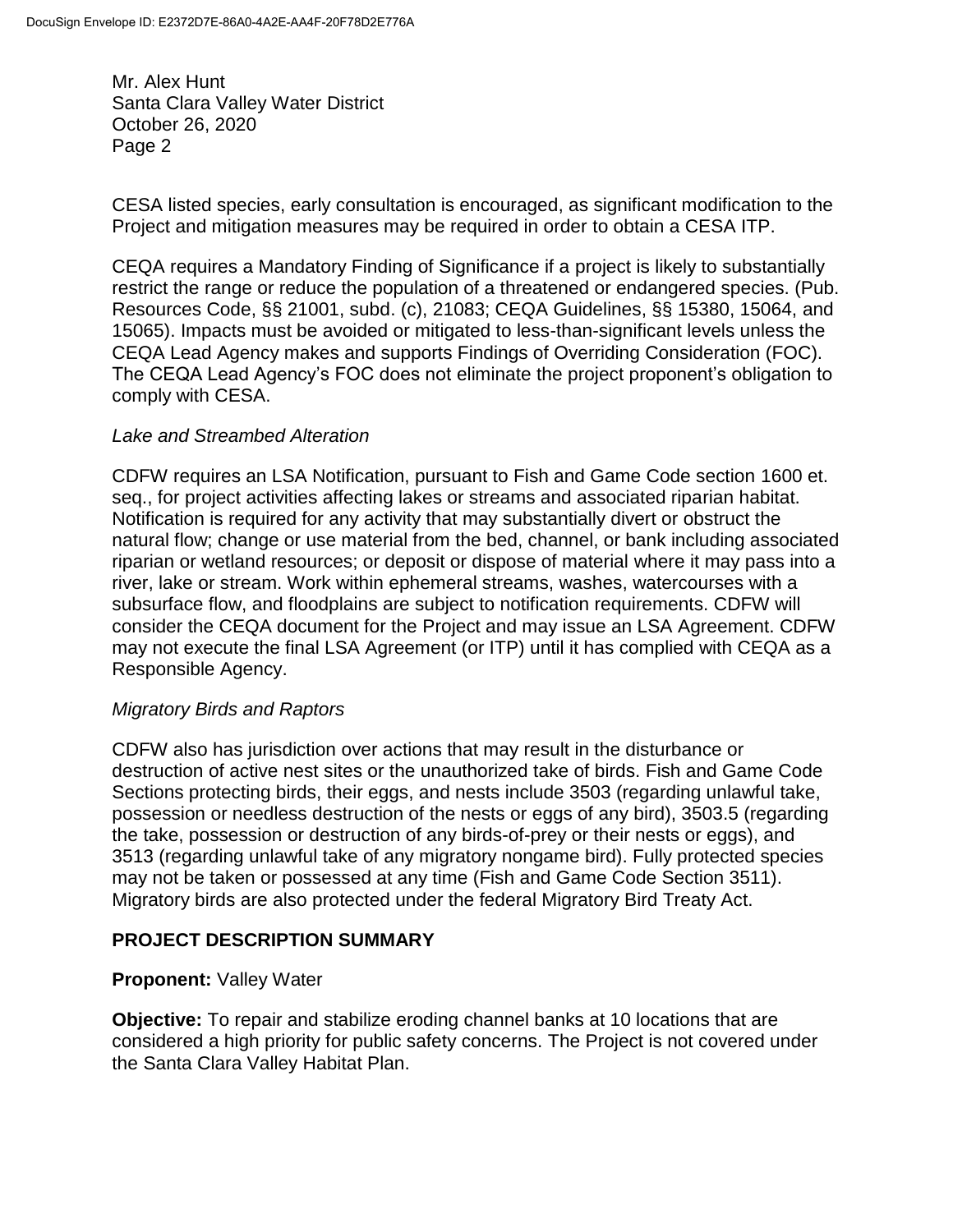CESA listed species, early consultation is encouraged, as significant modification to the Project and mitigation measures may be required in order to obtain a CESA ITP.

CEQA requires a Mandatory Finding of Significance if a project is likely to substantially restrict the range or reduce the population of a threatened or endangered species. (Pub. Resources Code, §§ 21001, subd. (c), 21083; CEQA Guidelines, §§ 15380, 15064, and 15065). Impacts must be avoided or mitigated to less-than-significant levels unless the CEQA Lead Agency makes and supports Findings of Overriding Consideration (FOC). The CEQA Lead Agency's FOC does not eliminate the project proponent's obligation to comply with CESA.

*Lake and Streambed Alteration*

CDFW requires an LSA Notification, pursuant to Fish and Game Code section 1600 et. seq., for project activities affecting lakes or streams and associated riparian habitat. Notification is required for any activity that may substantially divert or obstruct the natural flow; change or use material from the bed, channel, or bank including associated riparian or wetland resources; or deposit or dispose of material where it may pass into a river, lake or stream. Work within ephemeral streams, washes, watercourses with a subsurface flow, and floodplains are subject to notification requirements. CDFW will consider the CEQA document for the Project and may issue an LSA Agreement. CDFW may not execute the final LSA Agreement (or ITP) until it has complied with CEQA as a Responsible Agency.

*Migratory Birds and Raptors*

CDFW also has jurisdiction over actions that may result in the disturbance or destruction of active nest sites or the unauthorized take of birds. Fish and Game Code Sections protecting birds, their eggs, and nests include 3503 (regarding unlawful take, possession or needless destruction of the nests or eggs of any bird), 3503.5 (regarding the take, possession or destruction of any birds-of-prey or their nests or eggs), and 3513 (regarding unlawful take of any migratory nongame bird). Fully protected species may not be taken or possessed at any time (Fish and Game Code Section 3511). Migratory birds are also protected under the federal Migratory Bird Treaty Act.

## PROJECT DESCRIPTION SUMMARY

**Proponent:** Valley Water

**Objective:** To repair and stabilize eroding channel banks at 10 locations that are considered a high priority for public safety concerns. The Project is not covered under the Santa Clara Valley Habitat Plan.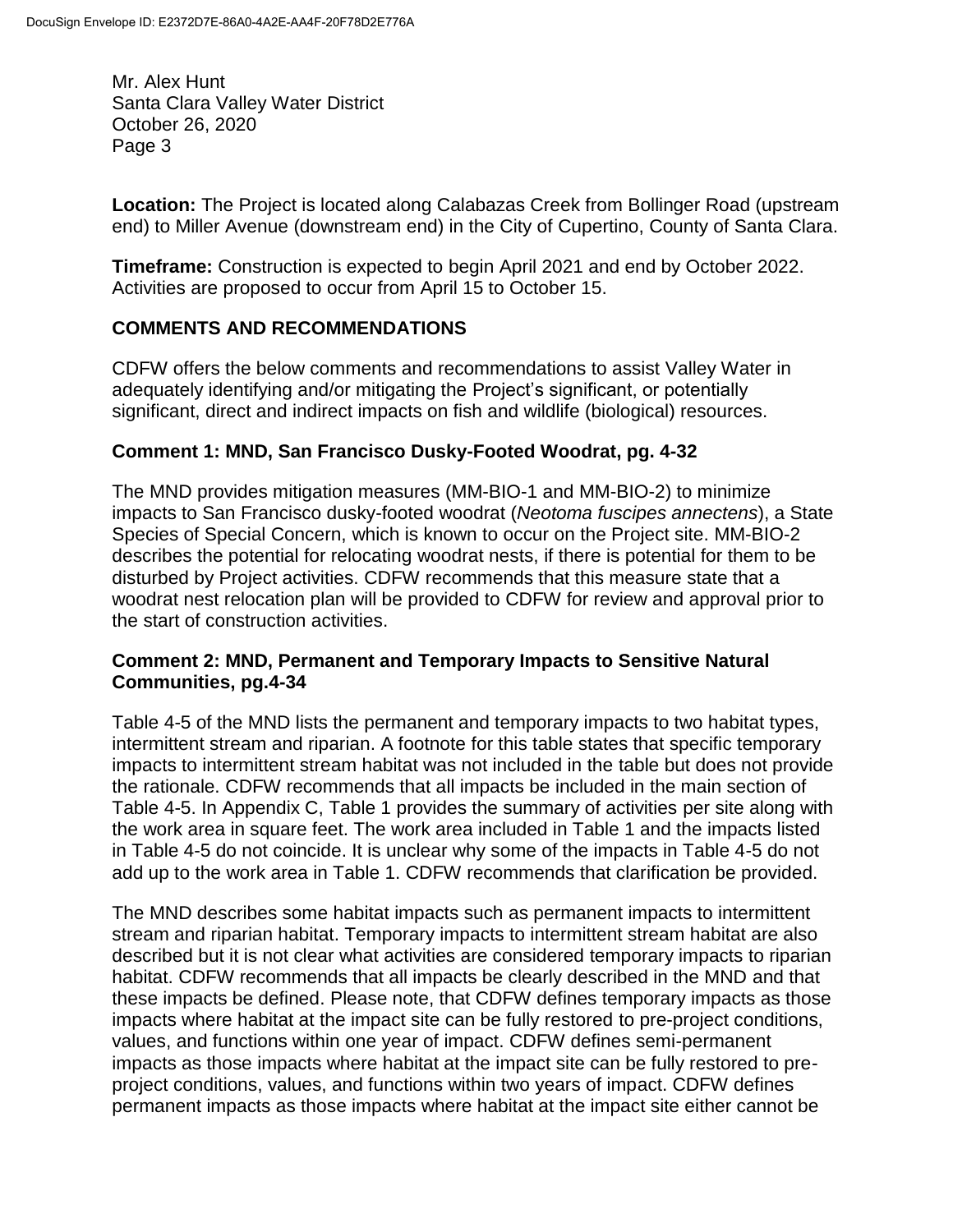**Location:** The Project is located along Calabazas Creek from Bollinger Road (upstream end) to Miller Avenue (downstream end) in the City of Cupertino, County of Santa Clara.

**Timeframe:** Construction is expected to begin April 2021 and end by October 2022. Activities are proposed to occur from April 15 to October 15.

## COMMENTS AND RECOMMENDATIONS

CDFW offers the below comments and recommendations to assist Valley Water in adequately identifying and/or mitigating the Project's significant, or potentially significant, direct and indirect impacts on fish and wildlife (biological) resources.

### Comment 1: MND, San Francisco Dusky-Footed Woodrat, pg. 4-32

The MND provides mitigation measures (MM-BIO-1 and MM-BIO-2) to minimize impacts to San Francisco dusky-footed woodrat (*Neotoma fuscipes annectens*), a State Species of Special Concern, which is known to occur on the Project site. MM-BIO-2 describes the potential for relocating woodrat nests, if there is potential for them to be disturbed by Project activities. CDFW recommends that this measure state that a woodrat nest relocation plan will be provided to CDFW for review and approval prior to the start of construction activities.

### Comment 2: MND, Permanent and Temporary Impacts to Sensitive Natural Communities, pg.4-34

Table 4-5 of the MND lists the permanent and temporary impacts to two habitat types, intermittent stream and riparian. A footnote for this table states that specific temporary impacts to intermittent stream habitat was not included in the table but does not provide the rationale. CDFW recommends that all impacts be included in the main section of Table 4-5. In Appendix C, Table 1 provides the summary of activities per site along with the work area in square feet. The work area included in Table 1 and the impacts listed in Table 4-5 do not coincide. It is unclear why some of the impacts in Table 4-5 do not add up to the work area in Table 1. CDFW recommends that clarification be provided.

The MND describes some habitat impacts such as permanent impacts to intermittent stream and riparian habitat. Temporary impacts to intermittent stream habitat are also described but it is not clear what activities are considered temporary impacts to riparian habitat. CDFW recommends that all impacts be clearly described in the MND and that these impacts be defined. Please note, that CDFW defines temporary impacts as those impacts where habitat at the impact site can be fully restored to pre-project conditions, values, and functions within one year of impact. CDFW defines semi-permanent impacts as those impacts where habitat at the impact site can be fully restored to pre-project conditions, values, and functions within two years of impact. CDFW defines permanent impacts as those impacts where habitat at the impact site either cannot be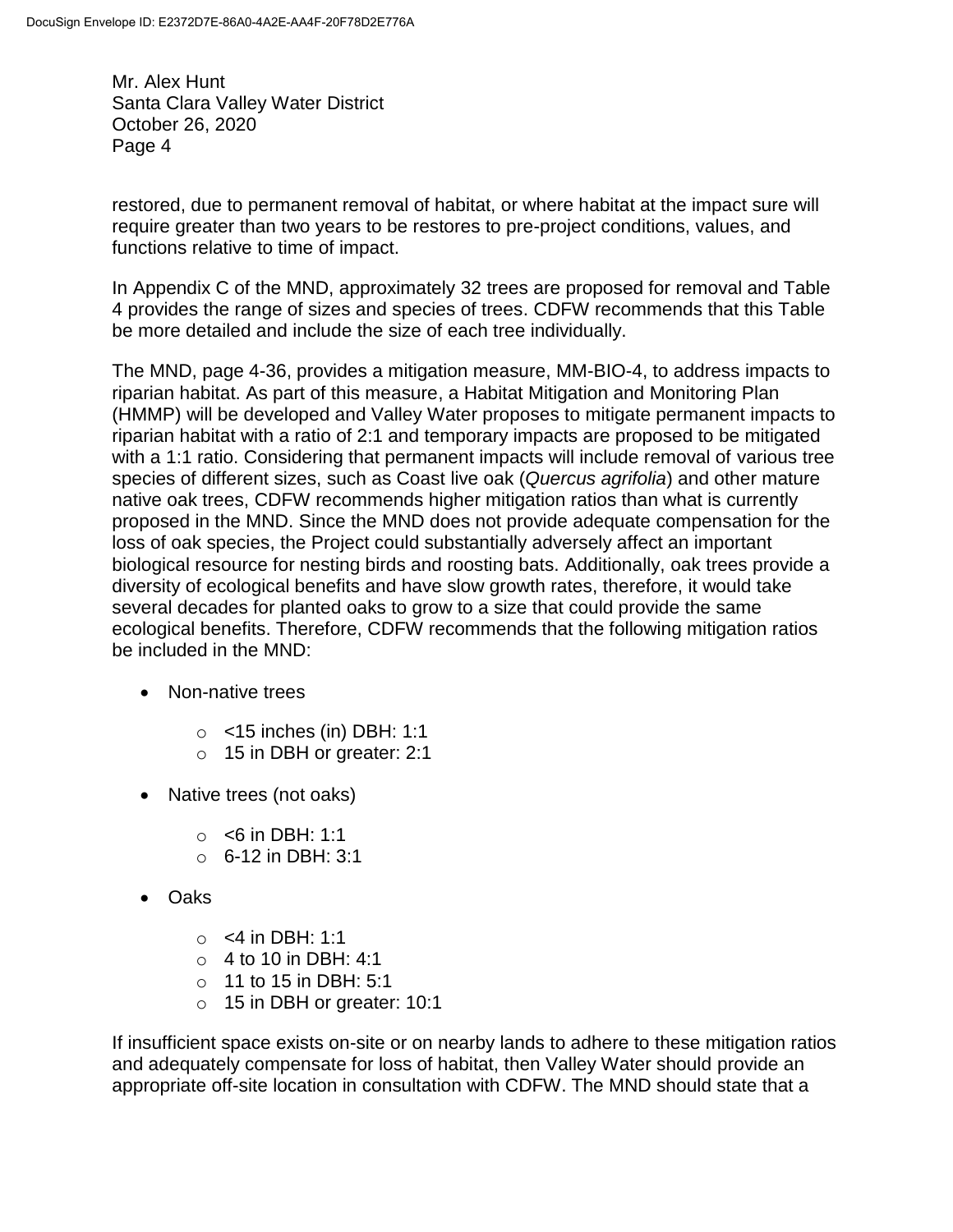restored, due to permanent removal of habitat, or where habitat at the impact sure will require greater than two years to be restores to pre-project conditions, values, and functions relative to time of impact.

In Appendix C of the MND, approximately 32 trees are proposed for removal and Table 4 provides the range of sizes and species of trees. CDFW recommends that this Table be more detailed and include the size of each tree individually.

The MND, page 4-36, provides a mitigation measure, MM-BIO-4, to address impacts to riparian habitat. As part of this measure, a Habitat Mitigation and Monitoring Plan (HMMP) will be developed and Valley Water proposes to mitigate permanent impacts to riparian habitat with a ratio of 2:1 and temporary impacts are proposed to be mitigated with a 1:1 ratio. Considering that permanent impacts will include removal of various tree species of different sizes, such as Coast live oak (*Quercus agrifolia*) and other mature native oak trees, CDFW recommends higher mitigation ratios than what is currently proposed in the MND. Since the MND does not provide adequate compensation for the loss of oak species, the Project could substantially adversely affect an important biological resource for nesting birds and roosting bats. Additionally, oak trees provide a diversity of ecological benefits and have slow growth rates, therefore, it would take several decades for planted oaks to grow to a size that could provide the same ecological benefits. Therefore, CDFW recommends that the following mitigation ratios be included in the MND:

- Non-native trees
  - <15 inches (in) DBH: 1:1
  - 15 in DBH or greater: 2:1
- Native trees (not oaks)
  - <6 in DBH: 1:1
  - 6-12 in DBH: 3:1
- Oaks
  - <4 in DBH: 1:1
  - 4 to 10 in DBH: 4:1
  - 11 to 15 in DBH: 5:1
  - 15 in DBH or greater: 10:1

If insufficient space exists on-site or on nearby lands to adhere to these mitigation ratios and adequately compensate for loss of habitat, then Valley Water should provide an appropriate off-site location in consultation with CDFW. The MND should state that a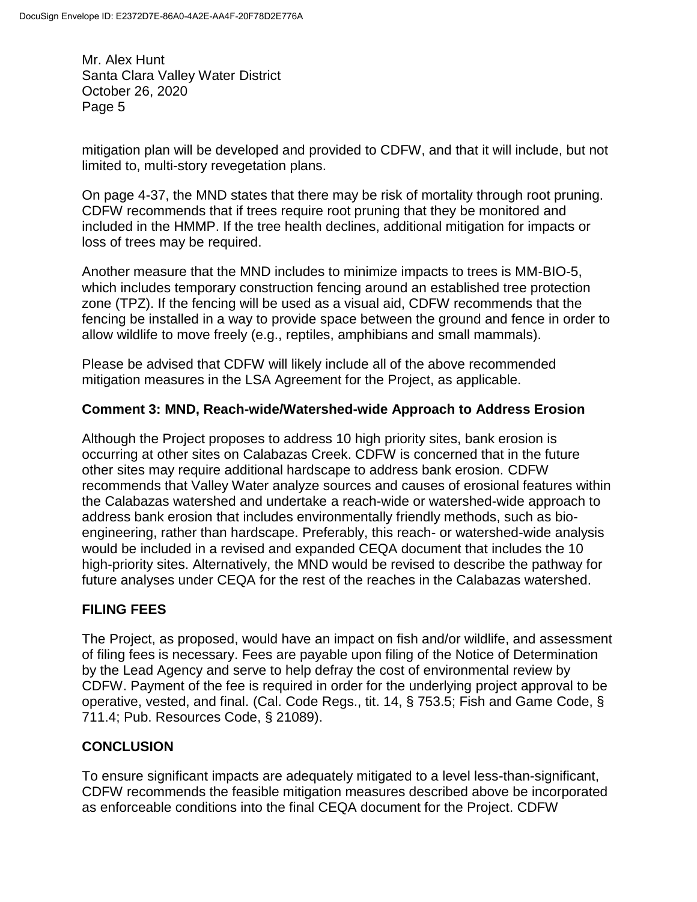mitigation plan will be developed and provided to CDFW, and that it will include, but not limited to, multi-story revegetation plans.

On page 4-37, the MND states that there may be risk of mortality through root pruning. CDFW recommends that if trees require root pruning that they be monitored and included in the HMMP. If the tree health declines, additional mitigation for impacts or loss of trees may be required.

Another measure that the MND includes to minimize impacts to trees is MM-BIO-5, which includes temporary construction fencing around an established tree protection zone (TPZ). If the fencing will be used as a visual aid, CDFW recommends that the fencing be installed in a way to provide space between the ground and fence in order to allow wildlife to move freely (e.g., reptiles, amphibians and small mammals).

Please be advised that CDFW will likely include all of the above recommended mitigation measures in the LSA Agreement for the Project, as applicable.

**Comment 3: MND, Reach-wide/Watershed-wide Approach to Address Erosion**

Although the Project proposes to address 10 high priority sites, bank erosion is occurring at other sites on Calabazas Creek. CDFW is concerned that in the future other sites may require additional hardscape to address bank erosion. CDFW recommends that Valley Water analyze sources and causes of erosional features within the Calabazas watershed and undertake a reach-wide or watershed-wide approach to address bank erosion that includes environmentally friendly methods, such as bio-engineering, rather than hardscape. Preferably, this reach- or watershed-wide analysis would be included in a revised and expanded CEQA document that includes the 10 high-priority sites. Alternatively, the MND would be revised to describe the pathway for future analyses under CEQA for the rest of the reaches in the Calabazas watershed.

## FILING FEES

The Project, as proposed, would have an impact on fish and/or wildlife, and assessment of filing fees is necessary. Fees are payable upon filing of the Notice of Determination by the Lead Agency and serve to help defray the cost of environmental review by CDFW. Payment of the fee is required in order for the underlying project approval to be operative, vested, and final. (Cal. Code Regs., tit. 14, § 753.5; Fish and Game Code, § 711.4; Pub. Resources Code, § 21089).

## CONCLUSION

To ensure significant impacts are adequately mitigated to a level less-than-significant, CDFW recommends the feasible mitigation measures described above be incorporated as enforceable conditions into the final CEQA document for the Project. CDFW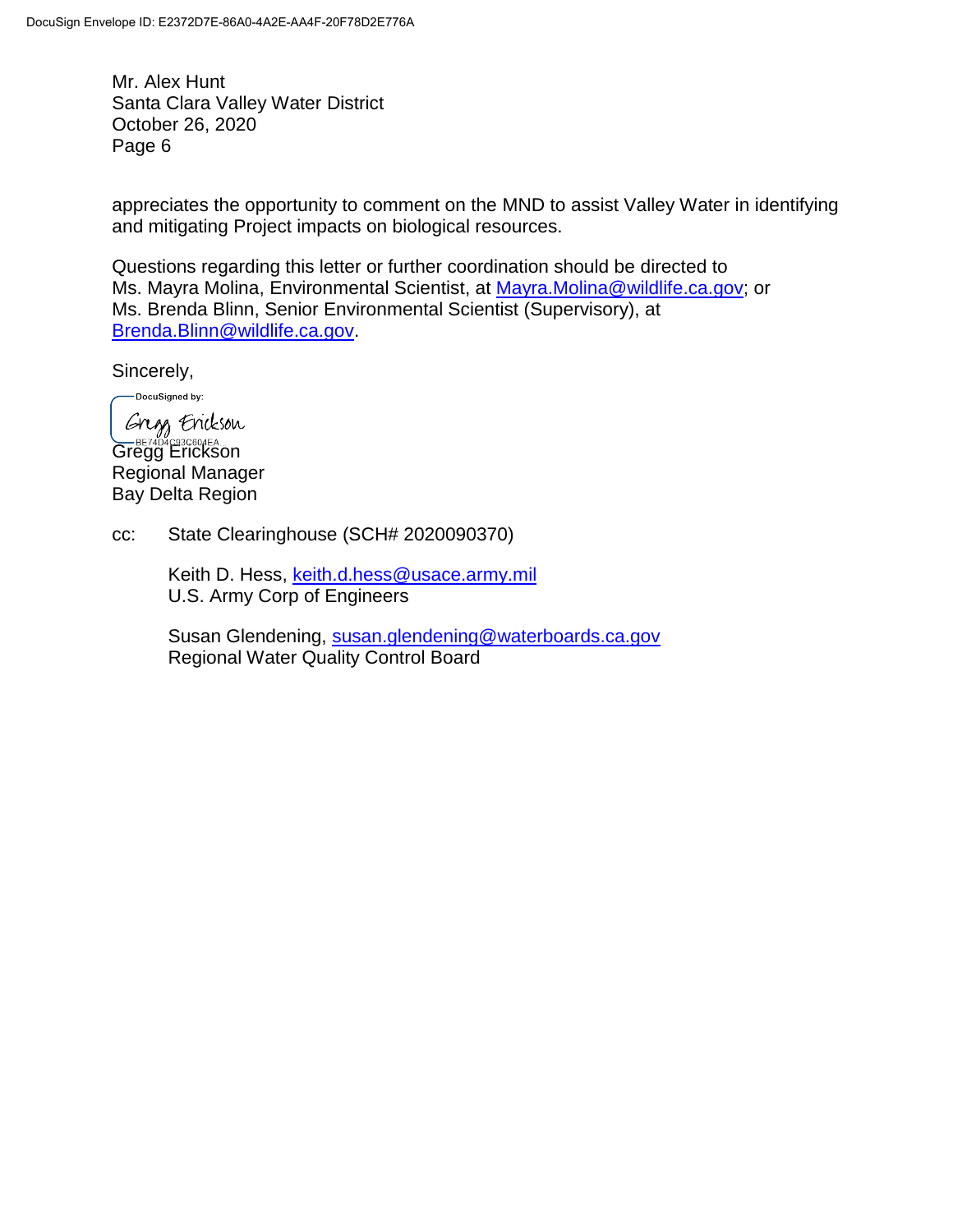appreciates the opportunity to comment on the MND to assist Valley Water in identifying and mitigating Project impacts on biological resources.

Questions regarding this letter or further coordination should be directed to Ms. Mayra Molina, Environmental Scientist, at Mayra.Molina@wildlife.ca.gov; or Ms. Brenda Blinn, Senior Environmental Scientist (Supervisory), at Brenda.Blinn@wildlife.ca.gov.

Sincerely,

DocuSigned by:
Gregg Erickson
BE74D4C93C604EA...

Gregg Erickson
Regional Manager
Bay Delta Region

cc: State Clearinghouse (SCH# 2020090370)

Keith D. Hess, keith.d.hess@usace.army.mil
U.S. Army Corp of Engineers

Susan Glendening, susan.glendening@waterboards.ca.gov
Regional Water Quality Control Board